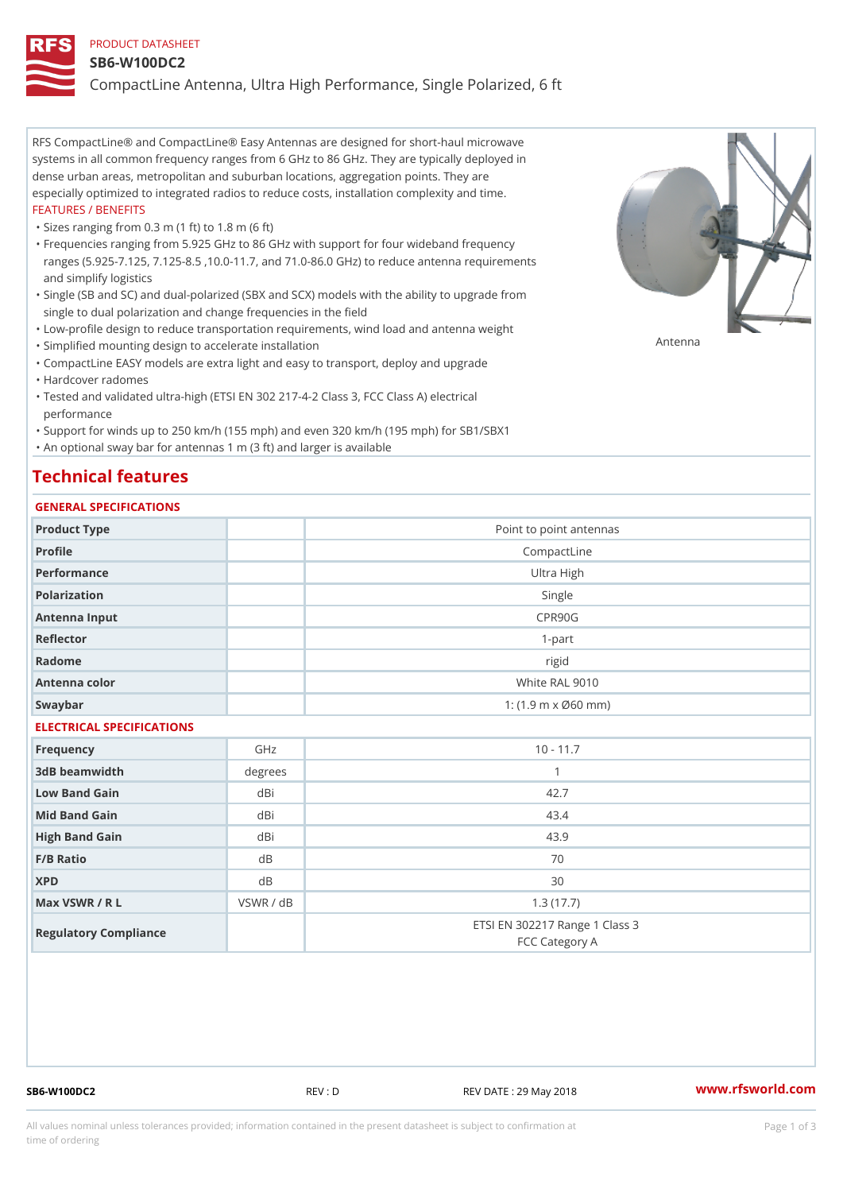PRODUCT DATASHEET

# SB6-W100DC2

## CompactLine Antenna, Ultra High Performance, Single Polarized, 6 ft

RFS CompactLine® and CompactLine® Easy Antennas are designed for short-haul microwave systems in all common frequency ranges from 6 GHz to 86 GHz. They are typically deployed in dense urban areas, metropolitan and suburban locations, aggregation points. They are especially optimized to integrated radios to reduce costs, installation complexity and time.

FEATURES / BENEFITS

- Sizes ranging from 0.3 m (1 ft) to 1.8 m (6 ft)
- Frequencies ranging from 5.925 GHz to 86 GHz with support for four wideband frequency ranges (5.925-7.125, 7.125-8.5 ,10.0-11.7, and 71.0-86.0 GHz) to reduce antenna requirements and simplify logistics
- Single (SB and SC) and dual-polarized (SBX and SCX) models with the ability to upgrade from single to dual polarization and change frequencies in the field
- Low-profile design to reduce transportation requirements, wind load and antenna weight
- Simplified mounting design to accelerate installation
- CompactLine EASY models are extra light and easy to transport, deploy and upgrade
- Hardcover radomes
- Tested and validated ultra-high (ETSI EN 302 217-4-2 Class 3, FCC Class A) electrical performance
- Support for winds up to 250 km/h (155 mph) and even 320 km/h (195 mph) for SB1/SBX1
- An optional sway bar for antennas 1 m (3 ft) and larger is available

Antenna

# Technical features

### GENERAL SPECIFICATIONS

| | | |
|---|---|---|
| Product Type | | Point to point antennas |
| Profile | | CompactLine |
| Performance | | Ultra High |
| Polarization | | Single |
| Antenna Input | | CPR90G |
| Reflector | | 1-part |
| Radome | | rigid |
| Antenna color | | White RAL 9010 |
| Swaybar | | 1: (1.9 m x Ø60 mm) |

### ELECTRICAL SPECIFICATIONS

| | | |
|---|---|---|
| Frequency | GHz | 10 - 11.7 |
| 3dB beamwidth | degrees | 1 |
| Low Band Gain | dBi | 42.7 |
| Mid Band Gain | dBi | 43.4 |
| High Band Gain | dBi | 43.9 |
| F/B Ratio | dB | 70 |
| XPD | dB | 30 |
| Max VSWR / R L | VSWR / dB | 1.3 (17.7) |
| Regulatory Compliance | | ETSI EN 302217 Range 1 Class 3<br>FCC Category A |

SB6-W100DC2 REV : D REV DATE : 29 May 2018 www.rfsworld.com

All values nominal unless tolerances provided; information contained in the present datasheet is subject to confirmation at time of ordering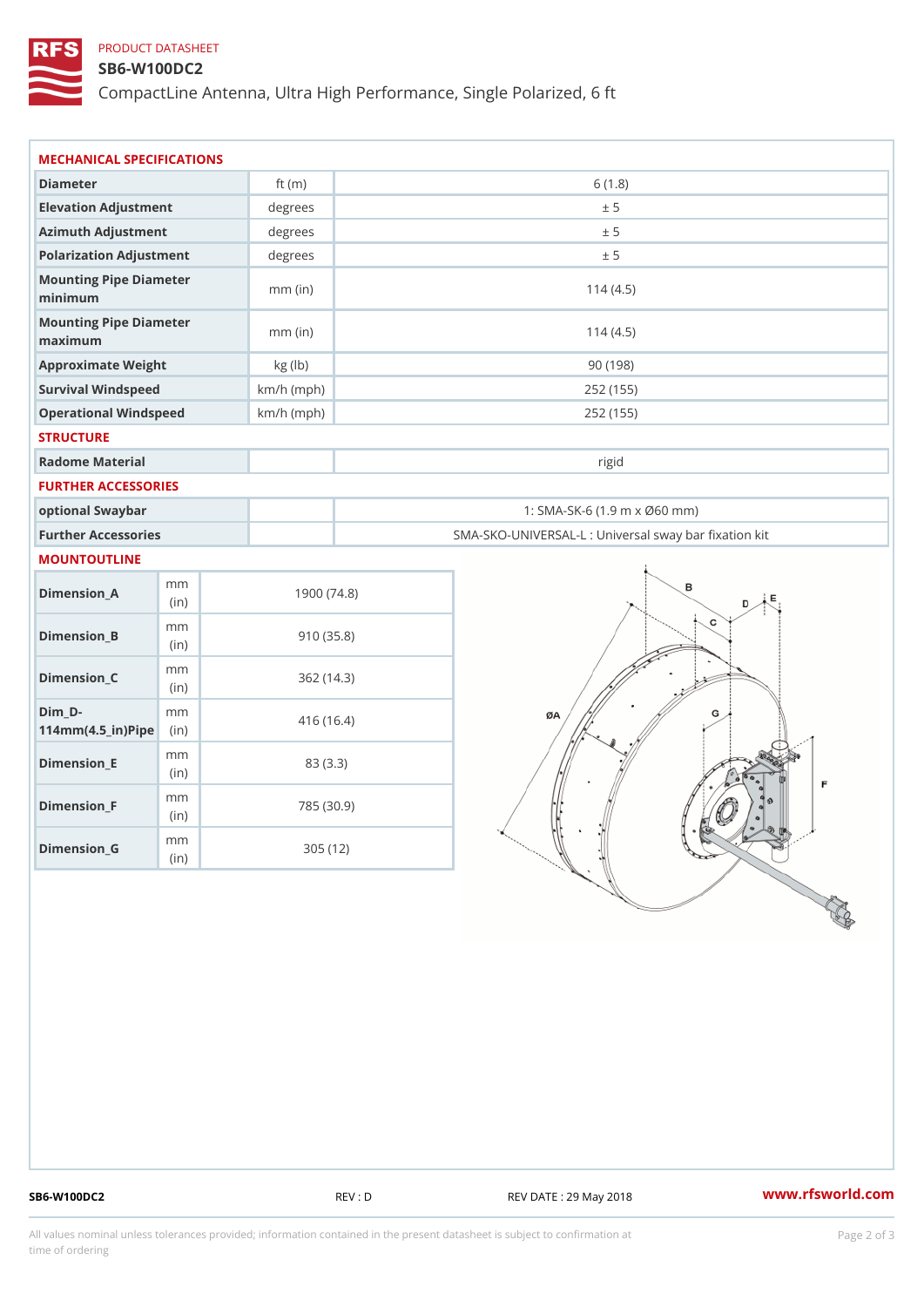PRODUCT DATASHEET

# SB6-W100DC2

CompactLine Antenna, Ultra High Performance, Single Polarized, 6 ft

## MECHANICAL SPECIFICATIONS

| | | |
|---|---|---|
| Diameter | ft (m) | 6 (1.8) |
| Elevation Adjustment | degrees | ± 5 |
| Azimuth Adjustment | degrees | ± 5 |
| Polarization Adjustment | degrees | ± 5 |
| Mounting Pipe Diameter minimum | mm (in) | 114 (4.5) |
| Mounting Pipe Diameter maximum | mm (in) | 114 (4.5) |
| Approximate Weight | kg (lb) | 90 (198) |
| Survival Windspeed | km/h (mph) | 252 (155) |
| Operational Windspeed | km/h (mph) | 252 (155) |

## STRUCTURE

| | | |
|---|---|---|
| Radome Material | | rigid |

## FURTHER ACCESSORIES

| | | |
|---|---|---|
| optional Swaybar | | 1: SMA-SK-6 (1.9 m x Ø60 mm) |
| Further Accessories | | SMA-SKO-UNIVERSAL-L : Universal sway bar fixation kit |

## MOUNTOUTLINE

| | | |
|---|---|---|
| Dimension_A | mm (in) | 1900 (74.8) |
| Dimension_B | mm (in) | 910 (35.8) |
| Dimension_C | mm (in) | 362 (14.3) |
| Dim_D-114mm(4.5_in)Pipe | mm (in) | 416 (16.4) |
| Dimension_E | mm (in) | 83 (3.3) |
| Dimension_F | mm (in) | 785 (30.9) |
| Dimension_G | mm (in) | 305 (12) |

SB6-W100DC2 REV : D REV DATE : 29 May 2018 www.rfsworld.com

All values nominal unless tolerances provided; information contained in the present datasheet is subject to confirmation at time of ordering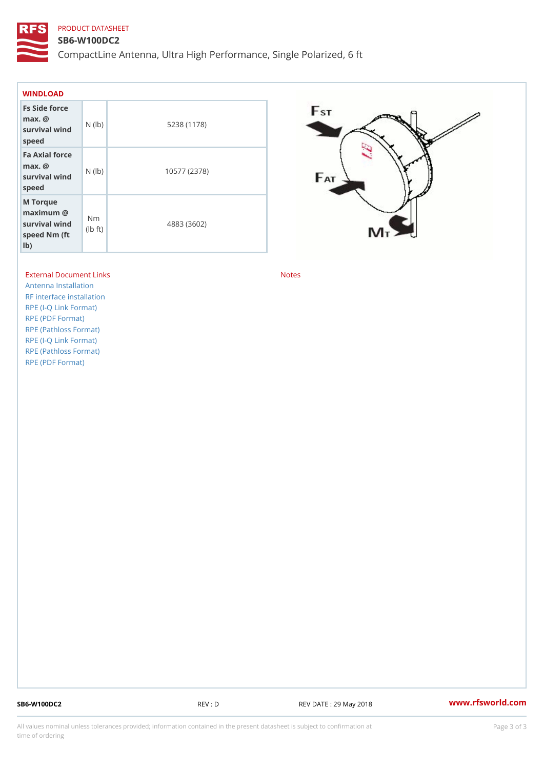PRODUCT DATASHEET

# SB6-W100DC2

CompactLine Antenna, Ultra High Performance, Single Polarized, 6 ft

## WINDLOAD

| | | |
|---|---|---|
| Fs Side force max. @ survival wind speed | N (lb) | 5238 (1178) |
| Fa Axial force max. @ survival wind speed | N (lb) | 10577 (2378) |
| M Torque maximum @ survival wind speed Nm (ft lb) | Nm (lb ft) | 4883 (3602) |

FST

FAT

MT

### External Document Links

- Antenna Installation
- RF interface installation
- RPE (I-Q Link Format)
- RPE (PDF Format)
- RPE (Pathloss Format)
- RPE (I-Q Link Format)
- RPE (Pathloss Format)
- RPE (PDF Format)

### Notes

SB6-W100DC2 REV : D REV DATE : 29 May 2018 www.rfsworld.com

All values nominal unless tolerances provided; information contained in the present datasheet is subject to confirmation at time of ordering